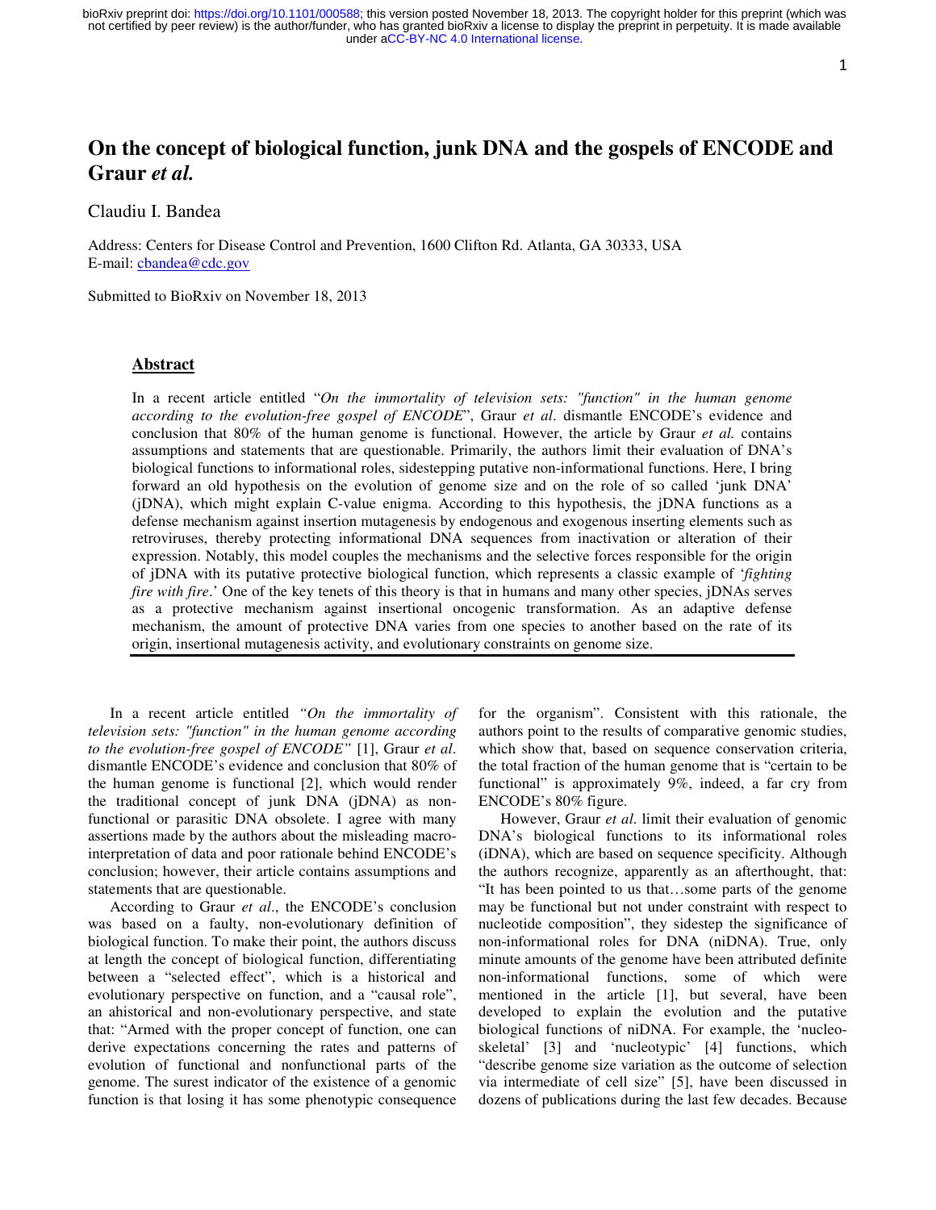# On the concept of biological function, junk DNA and the gospels of ENCODE and Graur *et al.*

Claudiu I. Bandea

Address: Centers for Disease Control and Prevention, 1600 Clifton Rd. Atlanta, GA 30333, USA
E-mail: cbandea@cdc.gov

Submitted to BioRxiv on November 18, 2013

## Abstract

In a recent article entitled "*On the immortality of television sets: "function" in the human genome according to the evolution-free gospel of ENCODE*", Graur *et al*. dismantle ENCODE's evidence and conclusion that 80% of the human genome is functional. However, the article by Graur *et al.* contains assumptions and statements that are questionable. Primarily, the authors limit their evaluation of DNA's biological functions to informational roles, sidestepping putative non-informational functions. Here, I bring forward an old hypothesis on the evolution of genome size and on the role of so called 'junk DNA' (jDNA), which might explain C-value enigma. According to this hypothesis, the jDNA functions as a defense mechanism against insertion mutagenesis by endogenous and exogenous inserting elements such as retroviruses, thereby protecting informational DNA sequences from inactivation or alteration of their expression. Notably, this model couples the mechanisms and the selective forces responsible for the origin of jDNA with its putative protective biological function, which represents a classic example of '*fighting fire with fire*.' One of the key tenets of this theory is that in humans and many other species, jDNAs serves as a protective mechanism against insertional oncogenic transformation. As an adaptive defense mechanism, the amount of protective DNA varies from one species to another based on the rate of its origin, insertional mutagenesis activity, and evolutionary constraints on genome size.

In a recent article entitled *"On the immortality of television sets: "function" in the human genome according to the evolution-free gospel of ENCODE"* [1], Graur *et al*. dismantle ENCODE's evidence and conclusion that 80% of the human genome is functional [2], which would render the traditional concept of junk DNA (jDNA) as non-functional or parasitic DNA obsolete. I agree with many assertions made by the authors about the misleading macro-interpretation of data and poor rationale behind ENCODE's conclusion; however, their article contains assumptions and statements that are questionable.

According to Graur *et al*., the ENCODE's conclusion was based on a faulty, non-evolutionary definition of biological function. To make their point, the authors discuss at length the concept of biological function, differentiating between a "selected effect", which is a historical and evolutionary perspective on function, and a "causal role", an ahistorical and non-evolutionary perspective, and state that: "Armed with the proper concept of function, one can derive expectations concerning the rates and patterns of evolution of functional and nonfunctional parts of the genome. The surest indicator of the existence of a genomic function is that losing it has some phenotypic consequence for the organism". Consistent with this rationale, the authors point to the results of comparative genomic studies, which show that, based on sequence conservation criteria, the total fraction of the human genome that is "certain to be functional" is approximately 9%, indeed, a far cry from ENCODE's 80% figure.

However, Graur *et al*. limit their evaluation of genomic DNA's biological functions to its informational roles (iDNA), which are based on sequence specificity. Although the authors recognize, apparently as an afterthought, that: "It has been pointed to us that…some parts of the genome may be functional but not under constraint with respect to nucleotide composition", they sidestep the significance of non-informational roles for DNA (niDNA). True, only minute amounts of the genome have been attributed definite non-informational functions, some of which were mentioned in the article [1], but several, have been developed to explain the evolution and the putative biological functions of niDNA. For example, the 'nucleo-skeletal' [3] and 'nucleotypic' [4] functions, which "describe genome size variation as the outcome of selection via intermediate of cell size" [5], have been discussed in dozens of publications during the last few decades. Because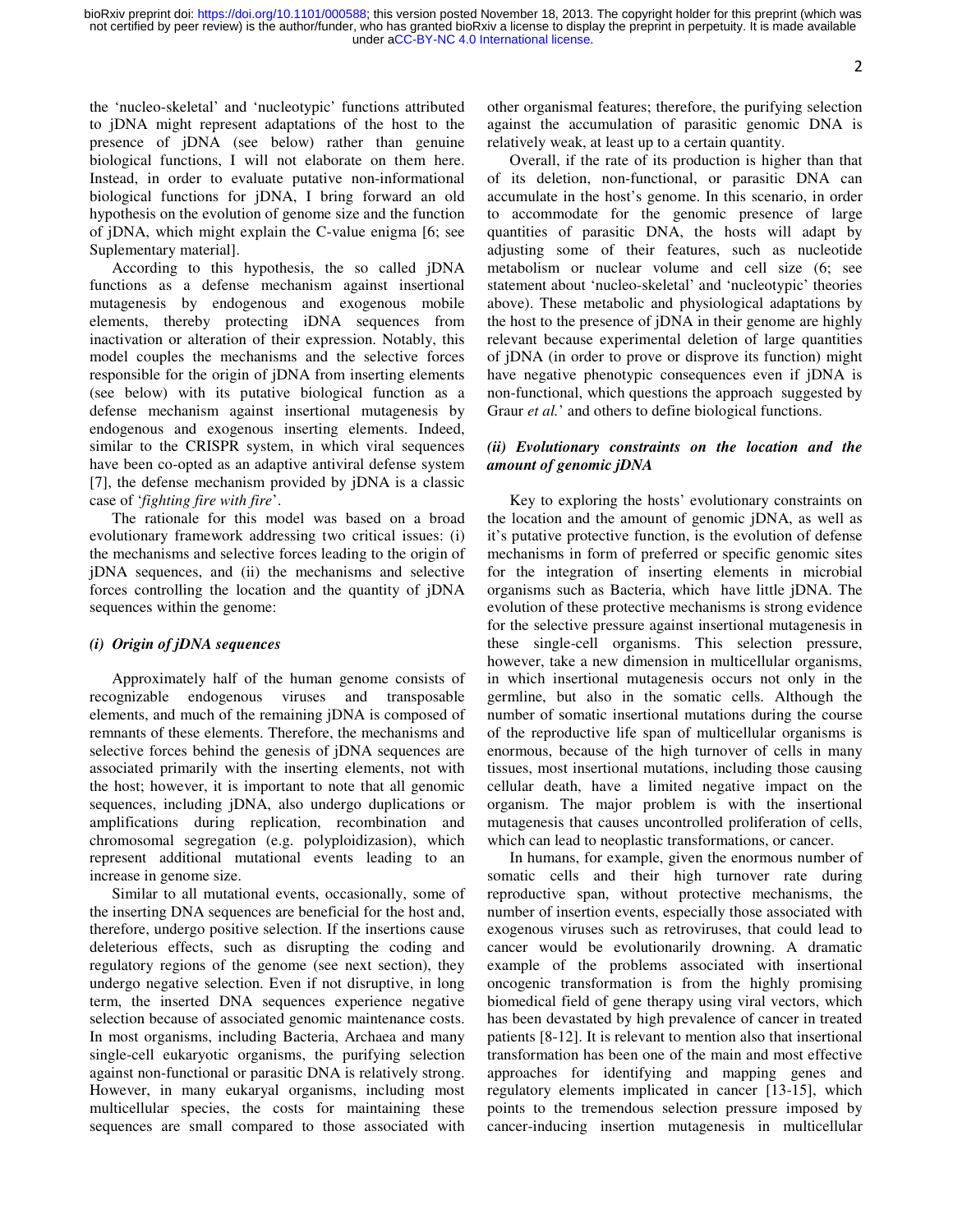the 'nucleo-skeletal' and 'nucleotypic' functions attributed to jDNA might represent adaptations of the host to the presence of jDNA (see below) rather than genuine biological functions, I will not elaborate on them here. Instead, in order to evaluate putative non-informational biological functions for jDNA, I bring forward an old hypothesis on the evolution of genome size and the function of jDNA, which might explain the C-value enigma [6; see Suplementary material].

According to this hypothesis, the so called jDNA functions as a defense mechanism against insertional mutagenesis by endogenous and exogenous mobile elements, thereby protecting iDNA sequences from inactivation or alteration of their expression. Notably, this model couples the mechanisms and the selective forces responsible for the origin of jDNA from inserting elements (see below) with its putative biological function as a defense mechanism against insertional mutagenesis by endogenous and exogenous inserting elements. Indeed, similar to the CRISPR system, in which viral sequences have been co-opted as an adaptive antiviral defense system [7], the defense mechanism provided by jDNA is a classic case of '*fighting fire with fire*'.

The rationale for this model was based on a broad evolutionary framework addressing two critical issues: (i) the mechanisms and selective forces leading to the origin of jDNA sequences, and (ii) the mechanisms and selective forces controlling the location and the quantity of jDNA sequences within the genome:

### *(i) Origin of jDNA sequences*

Approximately half of the human genome consists of recognizable endogenous viruses and transposable elements, and much of the remaining jDNA is composed of remnants of these elements. Therefore, the mechanisms and selective forces behind the genesis of jDNA sequences are associated primarily with the inserting elements, not with the host; however, it is important to note that all genomic sequences, including jDNA, also undergo duplications or amplifications during replication, recombination and chromosomal segregation (e.g. polyploidizasion), which represent additional mutational events leading to an increase in genome size.

Similar to all mutational events, occasionally, some of the inserting DNA sequences are beneficial for the host and, therefore, undergo positive selection. If the insertions cause deleterious effects, such as disrupting the coding and regulatory regions of the genome (see next section), they undergo negative selection. Even if not disruptive, in long term, the inserted DNA sequences experience negative selection because of associated genomic maintenance costs. In most organisms, including Bacteria, Archaea and many single-cell eukaryotic organisms, the purifying selection against non-functional or parasitic DNA is relatively strong. However, in many eukaryal organisms, including most multicellular species, the costs for maintaining these sequences are small compared to those associated with other organismal features; therefore, the purifying selection against the accumulation of parasitic genomic DNA is relatively weak, at least up to a certain quantity.

Overall, if the rate of its production is higher than that of its deletion, non-functional, or parasitic DNA can accumulate in the host's genome. In this scenario, in order to accommodate for the genomic presence of large quantities of parasitic DNA, the hosts will adapt by adjusting some of their features, such as nucleotide metabolism or nuclear volume and cell size (6; see statement about 'nucleo-skeletal' and 'nucleotypic' theories above). These metabolic and physiological adaptations by the host to the presence of jDNA in their genome are highly relevant because experimental deletion of large quantities of jDNA (in order to prove or disprove its function) might have negative phenotypic consequences even if jDNA is non-functional, which questions the approach suggested by Graur *et al.*' and others to define biological functions.

### *(ii) Evolutionary constraints on the location and the amount of genomic jDNA*

Key to exploring the hosts' evolutionary constraints on the location and the amount of genomic jDNA, as well as it's putative protective function, is the evolution of defense mechanisms in form of preferred or specific genomic sites for the integration of inserting elements in microbial organisms such as Bacteria, which have little jDNA. The evolution of these protective mechanisms is strong evidence for the selective pressure against insertional mutagenesis in these single-cell organisms. This selection pressure, however, take a new dimension in multicellular organisms, in which insertional mutagenesis occurs not only in the germline, but also in the somatic cells. Although the number of somatic insertional mutations during the course of the reproductive life span of multicellular organisms is enormous, because of the high turnover of cells in many tissues, most insertional mutations, including those causing cellular death, have a limited negative impact on the organism. The major problem is with the insertional mutagenesis that causes uncontrolled proliferation of cells, which can lead to neoplastic transformations, or cancer.

In humans, for example, given the enormous number of somatic cells and their high turnover rate during reproductive span, without protective mechanisms, the number of insertion events, especially those associated with exogenous viruses such as retroviruses, that could lead to cancer would be evolutionarily drowning. A dramatic example of the problems associated with insertional oncogenic transformation is from the highly promising biomedical field of gene therapy using viral vectors, which has been devastated by high prevalence of cancer in treated patients [8-12]. It is relevant to mention also that insertional transformation has been one of the main and most effective approaches for identifying and mapping genes and regulatory elements implicated in cancer [13-15], which points to the tremendous selection pressure imposed by cancer-inducing insertion mutagenesis in multicellular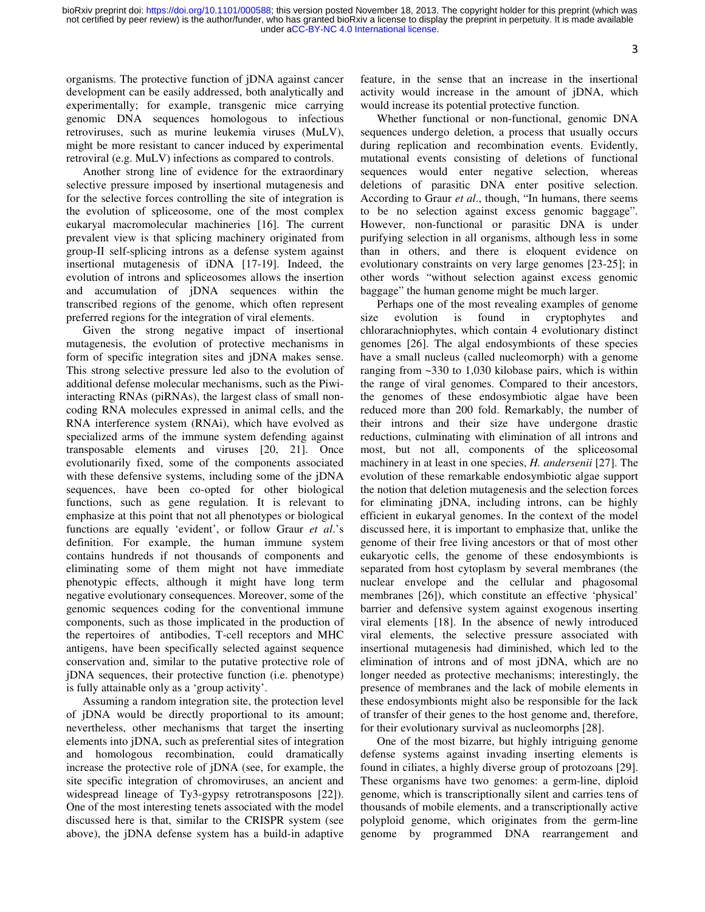organisms. The protective function of jDNA against cancer development can be easily addressed, both analytically and experimentally; for example, transgenic mice carrying genomic DNA sequences homologous to infectious retroviruses, such as murine leukemia viruses (MuLV), might be more resistant to cancer induced by experimental retroviral (e.g. MuLV) infections as compared to controls.

Another strong line of evidence for the extraordinary selective pressure imposed by insertional mutagenesis and for the selective forces controlling the site of integration is the evolution of spliceosome, one of the most complex eukaryal macromolecular machineries [16]. The current prevalent view is that splicing machinery originated from group-II self-splicing introns as a defense system against insertional mutagenesis of iDNA [17-19]. Indeed, the evolution of introns and spliceosomes allows the insertion and accumulation of jDNA sequences within the transcribed regions of the genome, which often represent preferred regions for the integration of viral elements.

Given the strong negative impact of insertional mutagenesis, the evolution of protective mechanisms in form of specific integration sites and jDNA makes sense. This strong selective pressure led also to the evolution of additional defense molecular mechanisms, such as the Piwi-interacting RNAs (piRNAs), the largest class of small non-coding RNA molecules expressed in animal cells, and the RNA interference system (RNAi), which have evolved as specialized arms of the immune system defending against transposable elements and viruses [20, 21]. Once evolutionarily fixed, some of the components associated with these defensive systems, including some of the jDNA sequences, have been co-opted for other biological functions, such as gene regulation. It is relevant to emphasize at this point that not all phenotypes or biological functions are equally 'evident', or follow Graur *et al*.'s definition. For example, the human immune system contains hundreds if not thousands of components and eliminating some of them might not have immediate phenotypic effects, although it might have long term negative evolutionary consequences. Moreover, some of the genomic sequences coding for the conventional immune components, such as those implicated in the production of the repertoires of antibodies, T-cell receptors and MHC antigens, have been specifically selected against sequence conservation and, similar to the putative protective role of jDNA sequences, their protective function (i.e. phenotype) is fully attainable only as a 'group activity'.

Assuming a random integration site, the protection level of jDNA would be directly proportional to its amount; nevertheless, other mechanisms that target the inserting elements into jDNA, such as preferential sites of integration and homologous recombination, could dramatically increase the protective role of jDNA (see, for example, the site specific integration of chromoviruses, an ancient and widespread lineage of Ty3-gypsy retrotransposons [22]). One of the most interesting tenets associated with the model discussed here is that, similar to the CRISPR system (see above), the jDNA defense system has a build-in adaptive feature, in the sense that an increase in the insertional activity would increase in the amount of jDNA, which would increase its potential protective function.

Whether functional or non-functional, genomic DNA sequences undergo deletion, a process that usually occurs during replication and recombination events. Evidently, mutational events consisting of deletions of functional sequences would enter negative selection, whereas deletions of parasitic DNA enter positive selection. According to Graur *et al*., though, "In humans, there seems to be no selection against excess genomic baggage". However, non-functional or parasitic DNA is under purifying selection in all organisms, although less in some than in others, and there is eloquent evidence on evolutionary constraints on very large genomes [23-25]; in other words "without selection against excess genomic baggage" the human genome might be much larger.

Perhaps one of the most revealing examples of genome size evolution is found in cryptophytes and chlorarachniophytes, which contain 4 evolutionary distinct genomes [26]. The algal endosymbionts of these species have a small nucleus (called nucleomorph) with a genome ranging from ~330 to 1,030 kilobase pairs, which is within the range of viral genomes. Compared to their ancestors, the genomes of these endosymbiotic algae have been reduced more than 200 fold. Remarkably, the number of their introns and their size have undergone drastic reductions, culminating with elimination of all introns and most, but not all, components of the spliceosomal machinery in at least in one species, *H. andersenii* [27]. The evolution of these remarkable endosymbiotic algae support the notion that deletion mutagenesis and the selection forces for eliminating jDNA, including introns, can be highly efficient in eukaryal genomes. In the context of the model discussed here, it is important to emphasize that, unlike the genome of their free living ancestors or that of most other eukaryotic cells, the genome of these endosymbionts is separated from host cytoplasm by several membranes (the nuclear envelope and the cellular and phagosomal membranes [26]), which constitute an effective 'physical' barrier and defensive system against exogenous inserting viral elements [18]. In the absence of newly introduced viral elements, the selective pressure associated with insertional mutagenesis had diminished, which led to the elimination of introns and of most jDNA, which are no longer needed as protective mechanisms; interestingly, the presence of membranes and the lack of mobile elements in these endosymbionts might also be responsible for the lack of transfer of their genes to the host genome and, therefore, for their evolutionary survival as nucleomorphs [28].

One of the most bizarre, but highly intriguing genome defense systems against invading inserting elements is found in ciliates, a highly diverse group of protozoans [29]. These organisms have two genomes: a germ-line, diploid genome, which is transcriptionally silent and carries tens of thousands of mobile elements, and a transcriptionally active polyploid genome, which originates from the germ-line genome by programmed DNA rearrangement and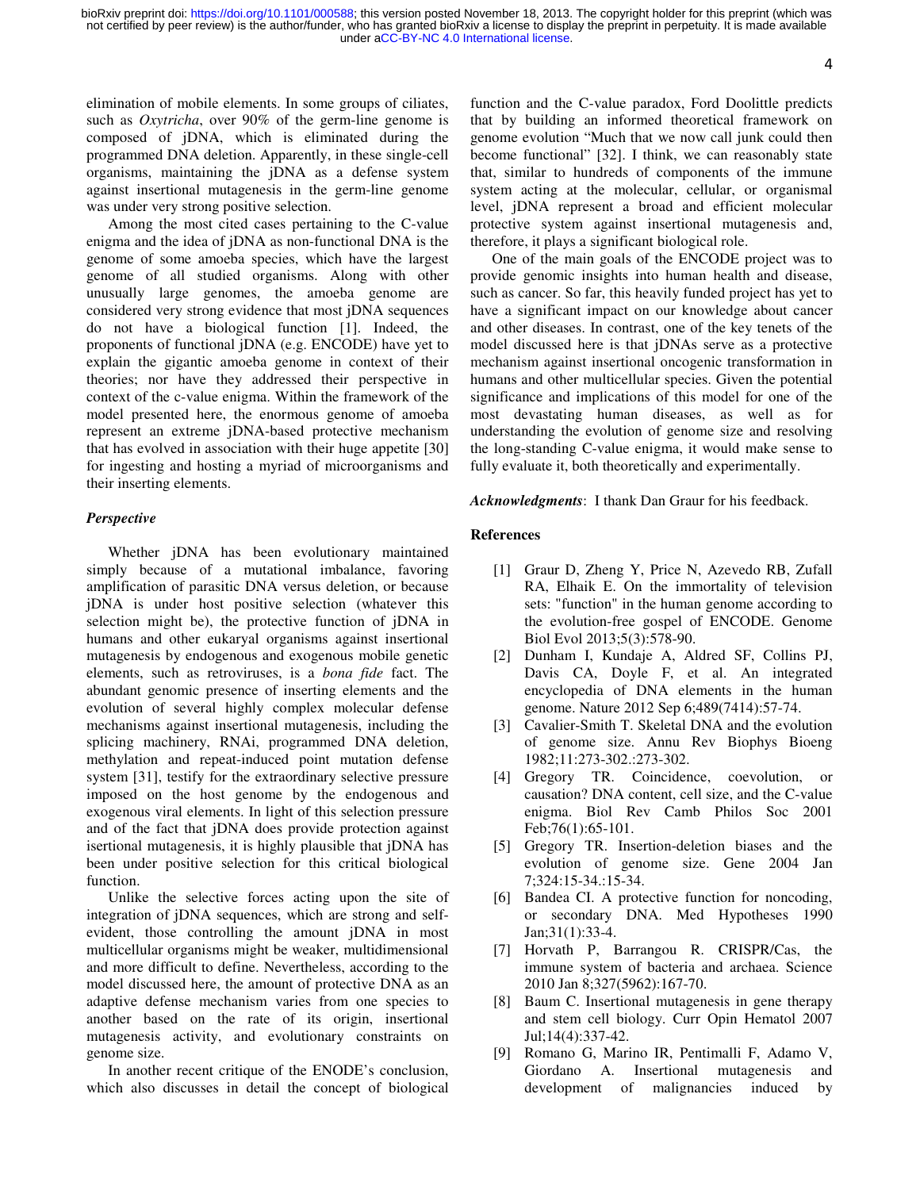elimination of mobile elements. In some groups of ciliates, such as *Oxytricha*, over 90% of the germ-line genome is composed of jDNA, which is eliminated during the programmed DNA deletion. Apparently, in these single-cell organisms, maintaining the jDNA as a defense system against insertional mutagenesis in the germ-line genome was under very strong positive selection.

Among the most cited cases pertaining to the C-value enigma and the idea of jDNA as non-functional DNA is the genome of some amoeba species, which have the largest genome of all studied organisms. Along with other unusually large genomes, the amoeba genome are considered very strong evidence that most jDNA sequences do not have a biological function [1]. Indeed, the proponents of functional jDNA (e.g. ENCODE) have yet to explain the gigantic amoeba genome in context of their theories; nor have they addressed their perspective in context of the c-value enigma. Within the framework of the model presented here, the enormous genome of amoeba represent an extreme jDNA-based protective mechanism that has evolved in association with their huge appetite [30] for ingesting and hosting a myriad of microorganisms and their inserting elements.

### *Perspective*

Whether jDNA has been evolutionary maintained simply because of a mutational imbalance, favoring amplification of parasitic DNA versus deletion, or because jDNA is under host positive selection (whatever this selection might be), the protective function of jDNA in humans and other eukaryal organisms against insertional mutagenesis by endogenous and exogenous mobile genetic elements, such as retroviruses, is a *bona fide* fact. The abundant genomic presence of inserting elements and the evolution of several highly complex molecular defense mechanisms against insertional mutagenesis, including the splicing machinery, RNAi, programmed DNA deletion, methylation and repeat-induced point mutation defense system [31], testify for the extraordinary selective pressure imposed on the host genome by the endogenous and exogenous viral elements. In light of this selection pressure and of the fact that jDNA does provide protection against isertional mutagenesis, it is highly plausible that jDNA has been under positive selection for this critical biological function.

Unlike the selective forces acting upon the site of integration of jDNA sequences, which are strong and self-evident, those controlling the amount jDNA in most multicellular organisms might be weaker, multidimensional and more difficult to define. Nevertheless, according to the model discussed here, the amount of protective DNA as an adaptive defense mechanism varies from one species to another based on the rate of its origin, insertional mutagenesis activity, and evolutionary constraints on genome size.

In another recent critique of the ENODE's conclusion, which also discusses in detail the concept of biological function and the C-value paradox, Ford Doolittle predicts that by building an informed theoretical framework on genome evolution "Much that we now call junk could then become functional" [32]. I think, we can reasonably state that, similar to hundreds of components of the immune system acting at the molecular, cellular, or organismal level, jDNA represent a broad and efficient molecular protective system against insertional mutagenesis and, therefore, it plays a significant biological role.

One of the main goals of the ENCODE project was to provide genomic insights into human health and disease, such as cancer. So far, this heavily funded project has yet to have a significant impact on our knowledge about cancer and other diseases. In contrast, one of the key tenets of the model discussed here is that jDNAs serve as a protective mechanism against insertional oncogenic transformation in humans and other multicellular species. Given the potential significance and implications of this model for one of the most devastating human diseases, as well as for understanding the evolution of genome size and resolving the long-standing C-value enigma, it would make sense to fully evaluate it, both theoretically and experimentally.

***Acknowledgments***: I thank Dan Graur for his feedback.

### References

[1] Graur D, Zheng Y, Price N, Azevedo RB, Zufall RA, Elhaik E. On the immortality of television sets: "function" in the human genome according to the evolution-free gospel of ENCODE. Genome Biol Evol 2013;5(3):578-90.

[2] Dunham I, Kundaje A, Aldred SF, Collins PJ, Davis CA, Doyle F, et al. An integrated encyclopedia of DNA elements in the human genome. Nature 2012 Sep 6;489(7414):57-74.

[3] Cavalier-Smith T. Skeletal DNA and the evolution of genome size. Annu Rev Biophys Bioeng 1982;11:273-302.:273-302.

[4] Gregory TR. Coincidence, coevolution, or causation? DNA content, cell size, and the C-value enigma. Biol Rev Camb Philos Soc 2001 Feb;76(1):65-101.

[5] Gregory TR. Insertion-deletion biases and the evolution of genome size. Gene 2004 Jan 7;324:15-34.:15-34.

[6] Bandea CI. A protective function for noncoding, or secondary DNA. Med Hypotheses 1990 Jan;31(1):33-4.

[7] Horvath P, Barrangou R. CRISPR/Cas, the immune system of bacteria and archaea. Science 2010 Jan 8;327(5962):167-70.

[8] Baum C. Insertional mutagenesis in gene therapy and stem cell biology. Curr Opin Hematol 2007 Jul;14(4):337-42.

[9] Romano G, Marino IR, Pentimalli F, Adamo V, Giordano A. Insertional mutagenesis and development of malignancies induced by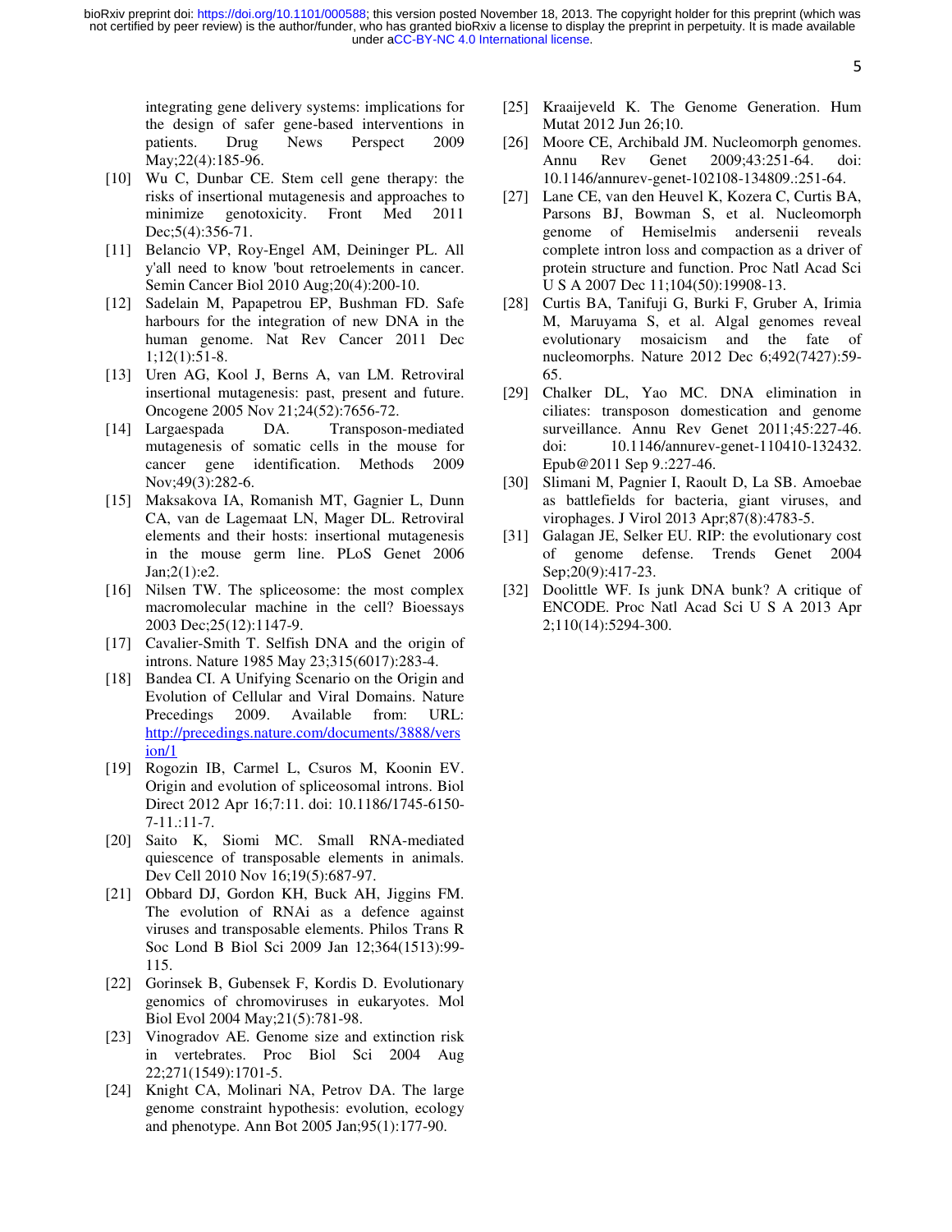integrating gene delivery systems: implications for the design of safer gene-based interventions in patients. Drug News Perspect 2009 May;22(4):185-96.

[10] Wu C, Dunbar CE. Stem cell gene therapy: the risks of insertional mutagenesis and approaches to minimize genotoxicity. Front Med 2011 Dec;5(4):356-71.

[11] Belancio VP, Roy-Engel AM, Deininger PL. All y'all need to know 'bout retroelements in cancer. Semin Cancer Biol 2010 Aug;20(4):200-10.

[12] Sadelain M, Papapetrou EP, Bushman FD. Safe harbours for the integration of new DNA in the human genome. Nat Rev Cancer 2011 Dec 1;12(1):51-8.

[13] Uren AG, Kool J, Berns A, van LM. Retroviral insertional mutagenesis: past, present and future. Oncogene 2005 Nov 21;24(52):7656-72.

[14] Largaespada DA. Transposon-mediated mutagenesis of somatic cells in the mouse for cancer gene identification. Methods 2009 Nov;49(3):282-6.

[15] Maksakova IA, Romanish MT, Gagnier L, Dunn CA, van de Lagemaat LN, Mager DL. Retroviral elements and their hosts: insertional mutagenesis in the mouse germ line. PLoS Genet 2006 Jan;2(1):e2.

[16] Nilsen TW. The spliceosome: the most complex macromolecular machine in the cell? Bioessays 2003 Dec;25(12):1147-9.

[17] Cavalier-Smith T. Selfish DNA and the origin of introns. Nature 1985 May 23;315(6017):283-4.

[18] Bandea CI. A Unifying Scenario on the Origin and Evolution of Cellular and Viral Domains. Nature Precedings 2009. Available from: URL: http://precedings.nature.com/documents/3888/version/1

[19] Rogozin IB, Carmel L, Csuros M, Koonin EV. Origin and evolution of spliceosomal introns. Biol Direct 2012 Apr 16;7:11. doi: 10.1186/1745-6150-7-11.:11-7.

[20] Saito K, Siomi MC. Small RNA-mediated quiescence of transposable elements in animals. Dev Cell 2010 Nov 16;19(5):687-97.

[21] Obbard DJ, Gordon KH, Buck AH, Jiggins FM. The evolution of RNAi as a defence against viruses and transposable elements. Philos Trans R Soc Lond B Biol Sci 2009 Jan 12;364(1513):99-115.

[22] Gorinsek B, Gubensek F, Kordis D. Evolutionary genomics of chromoviruses in eukaryotes. Mol Biol Evol 2004 May;21(5):781-98.

[23] Vinogradov AE. Genome size and extinction risk in vertebrates. Proc Biol Sci 2004 Aug 22;271(1549):1701-5.

[24] Knight CA, Molinari NA, Petrov DA. The large genome constraint hypothesis: evolution, ecology and phenotype. Ann Bot 2005 Jan;95(1):177-90.

[25] Kraaijeveld K. The Genome Generation. Hum Mutat 2012 Jun 26;10.

[26] Moore CE, Archibald JM. Nucleomorph genomes. Annu Rev Genet 2009;43:251-64. doi: 10.1146/annurev-genet-102108-134809.:251-64.

[27] Lane CE, van den Heuvel K, Kozera C, Curtis BA, Parsons BJ, Bowman S, et al. Nucleomorph genome of Hemiselmis andersenii reveals complete intron loss and compaction as a driver of protein structure and function. Proc Natl Acad Sci U S A 2007 Dec 11;104(50):19908-13.

[28] Curtis BA, Tanifuji G, Burki F, Gruber A, Irimia M, Maruyama S, et al. Algal genomes reveal evolutionary mosaicism and the fate of nucleomorphs. Nature 2012 Dec 6;492(7427):59-65.

[29] Chalker DL, Yao MC. DNA elimination in ciliates: transposon domestication and genome surveillance. Annu Rev Genet 2011;45:227-46. doi: 10.1146/annurev-genet-110410-132432. Epub@2011 Sep 9.:227-46.

[30] Slimani M, Pagnier I, Raoult D, La SB. Amoebae as battlefields for bacteria, giant viruses, and virophages. J Virol 2013 Apr;87(8):4783-5.

[31] Galagan JE, Selker EU. RIP: the evolutionary cost of genome defense. Trends Genet 2004 Sep;20(9):417-23.

[32] Doolittle WF. Is junk DNA bunk? A critique of ENCODE. Proc Natl Acad Sci U S A 2013 Apr 2;110(14):5294-300.